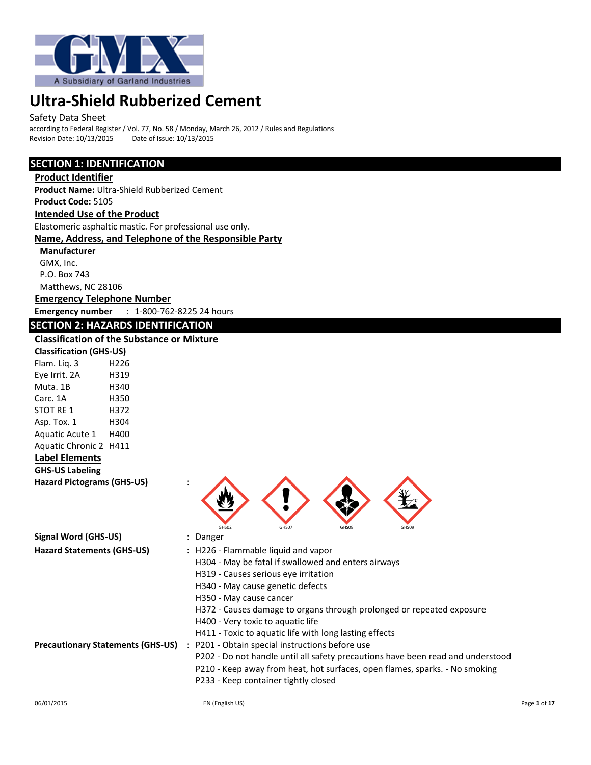# Ultra-Shield Rubberized Cement

Safety Data Sheet

according to Federal Register / Vol. 77, No. 58 / Monday, March 26, 2012 / Rules and Regulations

Revision Date: 10/13/2015 Date of Issue: 10/13/2015

## SECTION 1: IDENTIFICATION

### Product Identifier

**Product Name:** Ultra-Shield Rubberized Cement

**Product Code:** 5105

### Intended Use of the Product

Elastomeric asphaltic mastic. For professional use only.

### Name, Address, and Telephone of the Responsible Party

**Manufacturer**

GMX, Inc.
P.O. Box 743
Matthews, NC 28106

### Emergency Telephone Number

**Emergency number** : 1-800-762-8225 24 hours

## SECTION 2: HAZARDS IDENTIFICATION

### Classification of the Substance or Mixture

**Classification (GHS-US)**

| | |
|---|---|
| Flam. Liq. 3 | H226 |
| Eye Irrit. 2A | H319 |
| Muta. 1B | H340 |
| Carc. 1A | H350 |
| STOT RE 1 | H372 |
| Asp. Tox. 1 | H304 |
| Aquatic Acute 1 | H400 |
| Aquatic Chronic 2 | H411 |

### Label Elements

**GHS-US Labeling**

**Hazard Pictograms (GHS-US)** :

GHS02 GHS07 GHS08 GHS09

**Signal Word (GHS-US)** : Danger

**Hazard Statements (GHS-US)** :
- H226 - Flammable liquid and vapor
- H304 - May be fatal if swallowed and enters airways
- H319 - Causes serious eye irritation
- H340 - May cause genetic defects
- H350 - May cause cancer
- H372 - Causes damage to organs through prolonged or repeated exposure
- H400 - Very toxic to aquatic life
- H411 - Toxic to aquatic life with long lasting effects

**Precautionary Statements (GHS-US)** :
- P201 - Obtain special instructions before use
- P202 - Do not handle until all safety precautions have been read and understood
- P210 - Keep away from heat, hot surfaces, open flames, sparks. - No smoking
- P233 - Keep container tightly closed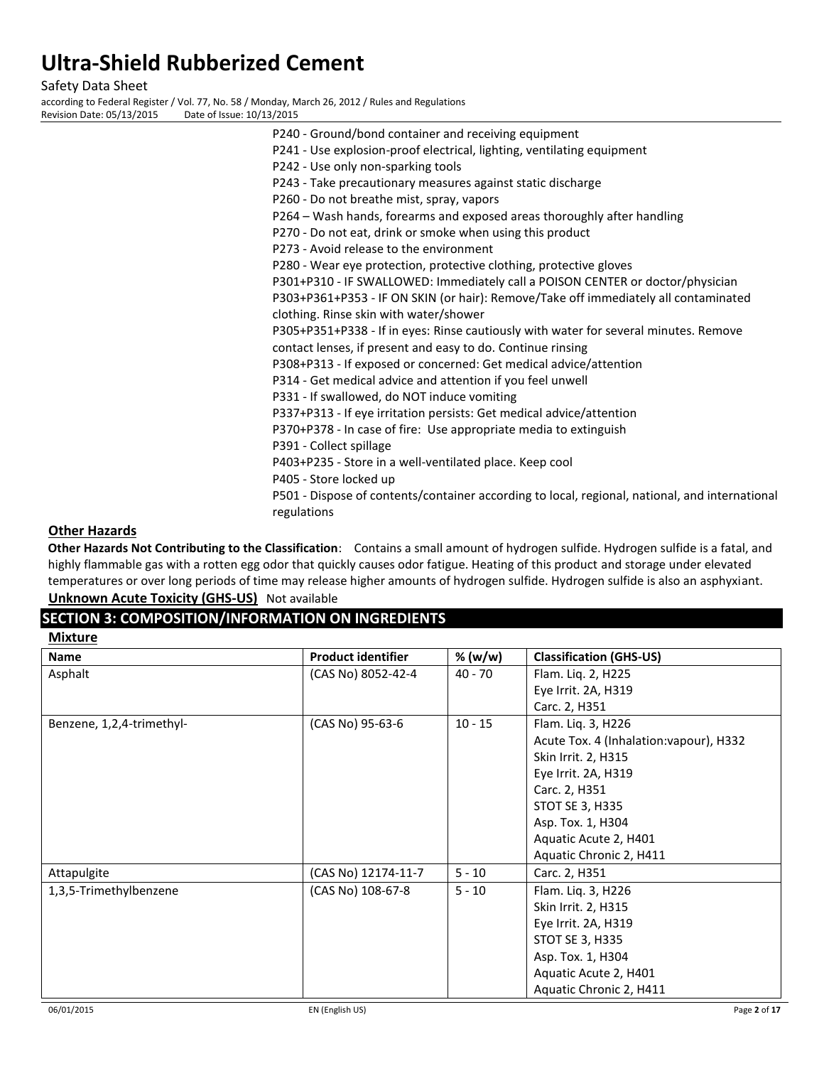P240 - Ground/bond container and receiving equipment
P241 - Use explosion-proof electrical, lighting, ventilating equipment
P242 - Use only non-sparking tools
P243 - Take precautionary measures against static discharge
P260 - Do not breathe mist, spray, vapors
P264 – Wash hands, forearms and exposed areas thoroughly after handling
P270 - Do not eat, drink or smoke when using this product
P273 - Avoid release to the environment
P280 - Wear eye protection, protective clothing, protective gloves
P301+P310 - IF SWALLOWED: Immediately call a POISON CENTER or doctor/physician
P303+P361+P353 - IF ON SKIN (or hair): Remove/Take off immediately all contaminated clothing. Rinse skin with water/shower
P305+P351+P338 - If in eyes: Rinse cautiously with water for several minutes. Remove contact lenses, if present and easy to do. Continue rinsing
P308+P313 - If exposed or concerned: Get medical advice/attention
P314 - Get medical advice and attention if you feel unwell
P331 - If swallowed, do NOT induce vomiting
P337+P313 - If eye irritation persists: Get medical advice/attention
P370+P378 - In case of fire: Use appropriate media to extinguish
P391 - Collect spillage
P403+P235 - Store in a well-ventilated place. Keep cool
P405 - Store locked up
P501 - Dispose of contents/container according to local, regional, national, and international regulations

### Other Hazards

**Other Hazards Not Contributing to the Classification**: Contains a small amount of hydrogen sulfide. Hydrogen sulfide is a fatal, and highly flammable gas with a rotten egg odor that quickly causes odor fatigue. Heating of this product and storage under elevated temperatures or over long periods of time may release higher amounts of hydrogen sulfide. Hydrogen sulfide is also an asphyxiant.

**Unknown Acute Toxicity (GHS-US)** Not available

## SECTION 3: COMPOSITION/INFORMATION ON INGREDIENTS

### Mixture

| Name | Product identifier | % (w/w) | Classification (GHS-US) |
|---|---|---|---|
| Asphalt | (CAS No) 8052-42-4 | 40 - 70 | Flam. Liq. 2, H225<br>Eye Irrit. 2A, H319<br>Carc. 2, H351 |
| Benzene, 1,2,4-trimethyl- | (CAS No) 95-63-6 | 10 - 15 | Flam. Liq. 3, H226<br>Acute Tox. 4 (Inhalation:vapour), H332<br>Skin Irrit. 2, H315<br>Eye Irrit. 2A, H319<br>Carc. 2, H351<br>STOT SE 3, H335<br>Asp. Tox. 1, H304<br>Aquatic Acute 2, H401<br>Aquatic Chronic 2, H411 |
| Attapulgite | (CAS No) 12174-11-7 | 5 - 10 | Carc. 2, H351 |
| 1,3,5-Trimethylbenzene | (CAS No) 108-67-8 | 5 - 10 | Flam. Liq. 3, H226<br>Skin Irrit. 2, H315<br>Eye Irrit. 2A, H319<br>STOT SE 3, H335<br>Asp. Tox. 1, H304<br>Aquatic Acute 2, H401<br>Aquatic Chronic 2, H411 |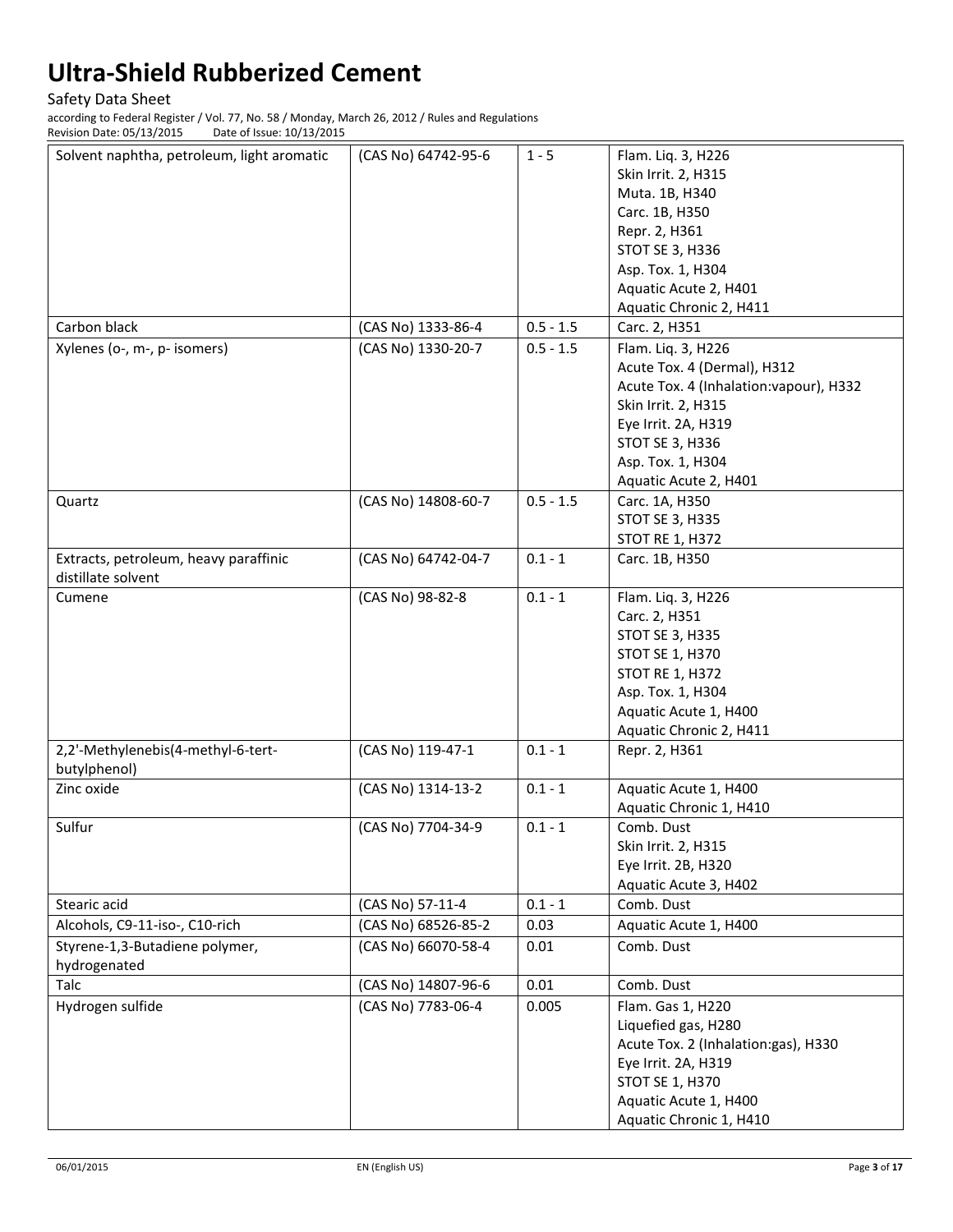| | | | |
|---|---|---|---|
| Solvent naphtha, petroleum, light aromatic | (CAS No) 64742-95-6 | 1 - 5 | Flam. Liq. 3, H226<br>Skin Irrit. 2, H315<br>Muta. 1B, H340<br>Carc. 1B, H350<br>Repr. 2, H361<br>STOT SE 3, H336<br>Asp. Tox. 1, H304<br>Aquatic Acute 2, H401<br>Aquatic Chronic 2, H411 |
| Carbon black | (CAS No) 1333-86-4 | 0.5 - 1.5 | Carc. 2, H351 |
| Xylenes (o-, m-, p- isomers) | (CAS No) 1330-20-7 | 0.5 - 1.5 | Flam. Liq. 3, H226<br>Acute Tox. 4 (Dermal), H312<br>Acute Tox. 4 (Inhalation:vapour), H332<br>Skin Irrit. 2, H315<br>Eye Irrit. 2A, H319<br>STOT SE 3, H336<br>Asp. Tox. 1, H304<br>Aquatic Acute 2, H401 |
| Quartz | (CAS No) 14808-60-7 | 0.5 - 1.5 | Carc. 1A, H350<br>STOT SE 3, H335<br>STOT RE 1, H372 |
| Extracts, petroleum, heavy paraffinic distillate solvent | (CAS No) 64742-04-7 | 0.1 - 1 | Carc. 1B, H350 |
| Cumene | (CAS No) 98-82-8 | 0.1 - 1 | Flam. Liq. 3, H226<br>Carc. 2, H351<br>STOT SE 3, H335<br>STOT SE 1, H370<br>STOT RE 1, H372<br>Asp. Tox. 1, H304<br>Aquatic Acute 1, H400<br>Aquatic Chronic 2, H411 |
| 2,2'-Methylenebis(4-methyl-6-tert-butylphenol) | (CAS No) 119-47-1 | 0.1 - 1 | Repr. 2, H361 |
| Zinc oxide | (CAS No) 1314-13-2 | 0.1 - 1 | Aquatic Acute 1, H400<br>Aquatic Chronic 1, H410 |
| Sulfur | (CAS No) 7704-34-9 | 0.1 - 1 | Comb. Dust<br>Skin Irrit. 2, H315<br>Eye Irrit. 2B, H320<br>Aquatic Acute 3, H402 |
| Stearic acid | (CAS No) 57-11-4 | 0.1 - 1 | Comb. Dust |
| Alcohols, C9-11-iso-, C10-rich | (CAS No) 68526-85-2 | 0.03 | Aquatic Acute 1, H400 |
| Styrene-1,3-Butadiene polymer, hydrogenated | (CAS No) 66070-58-4 | 0.01 | Comb. Dust |
| Talc | (CAS No) 14807-96-6 | 0.01 | Comb. Dust |
| Hydrogen sulfide | (CAS No) 7783-06-4 | 0.005 | Flam. Gas 1, H220<br>Liquefied gas, H280<br>Acute Tox. 2 (Inhalation:gas), H330<br>Eye Irrit. 2A, H319<br>STOT SE 1, H370<br>Aquatic Acute 1, H400<br>Aquatic Chronic 1, H410 |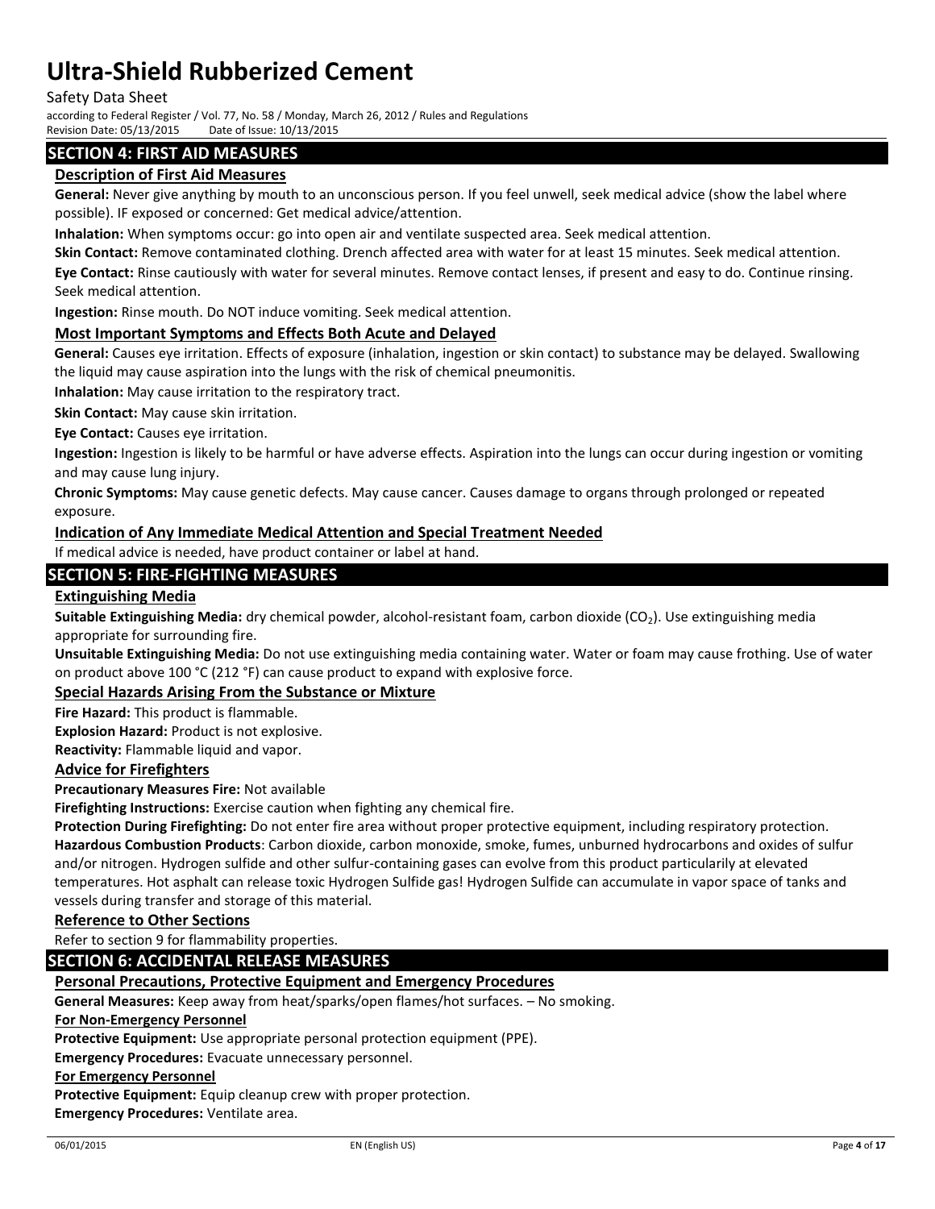## SECTION 4: FIRST AID MEASURES

### Description of First Aid Measures

**General:** Never give anything by mouth to an unconscious person. If you feel unwell, seek medical advice (show the label where possible). IF exposed or concerned: Get medical advice/attention.

**Inhalation:** When symptoms occur: go into open air and ventilate suspected area. Seek medical attention.

**Skin Contact:** Remove contaminated clothing. Drench affected area with water for at least 15 minutes. Seek medical attention.

**Eye Contact:** Rinse cautiously with water for several minutes. Remove contact lenses, if present and easy to do. Continue rinsing. Seek medical attention.

**Ingestion:** Rinse mouth. Do NOT induce vomiting. Seek medical attention.

### Most Important Symptoms and Effects Both Acute and Delayed

**General:** Causes eye irritation. Effects of exposure (inhalation, ingestion or skin contact) to substance may be delayed. Swallowing the liquid may cause aspiration into the lungs with the risk of chemical pneumonitis.

**Inhalation:** May cause irritation to the respiratory tract.

**Skin Contact:** May cause skin irritation.

**Eye Contact:** Causes eye irritation.

**Ingestion:** Ingestion is likely to be harmful or have adverse effects. Aspiration into the lungs can occur during ingestion or vomiting and may cause lung injury.

**Chronic Symptoms:** May cause genetic defects. May cause cancer. Causes damage to organs through prolonged or repeated exposure.

### Indication of Any Immediate Medical Attention and Special Treatment Needed

If medical advice is needed, have product container or label at hand.

## SECTION 5: FIRE-FIGHTING MEASURES

### Extinguishing Media

**Suitable Extinguishing Media:** dry chemical powder, alcohol-resistant foam, carbon dioxide ($CO_2$). Use extinguishing media appropriate for surrounding fire.

**Unsuitable Extinguishing Media:** Do not use extinguishing media containing water. Water or foam may cause frothing. Use of water on product above 100 °C (212 °F) can cause product to expand with explosive force.

### Special Hazards Arising From the Substance or Mixture

**Fire Hazard:** This product is flammable.

**Explosion Hazard:** Product is not explosive.

**Reactivity:** Flammable liquid and vapor.

### Advice for Firefighters

**Precautionary Measures Fire:** Not available

**Firefighting Instructions:** Exercise caution when fighting any chemical fire.

**Protection During Firefighting:** Do not enter fire area without proper protective equipment, including respiratory protection.

**Hazardous Combustion Products**: Carbon dioxide, carbon monoxide, smoke, fumes, unburned hydrocarbons and oxides of sulfur and/or nitrogen. Hydrogen sulfide and other sulfur-containing gases can evolve from this product particularly at elevated temperatures. Hot asphalt can release toxic Hydrogen Sulfide gas! Hydrogen Sulfide can accumulate in vapor space of tanks and vessels during transfer and storage of this material.

### Reference to Other Sections

Refer to section 9 for flammability properties.

## SECTION 6: ACCIDENTAL RELEASE MEASURES

### Personal Precautions, Protective Equipment and Emergency Procedures

**General Measures:** Keep away from heat/sparks/open flames/hot surfaces. – No smoking.

**For Non-Emergency Personnel**

**Protective Equipment:** Use appropriate personal protection equipment (PPE).

**Emergency Procedures:** Evacuate unnecessary personnel.

**For Emergency Personnel**

**Protective Equipment:** Equip cleanup crew with proper protection.

**Emergency Procedures:** Ventilate area.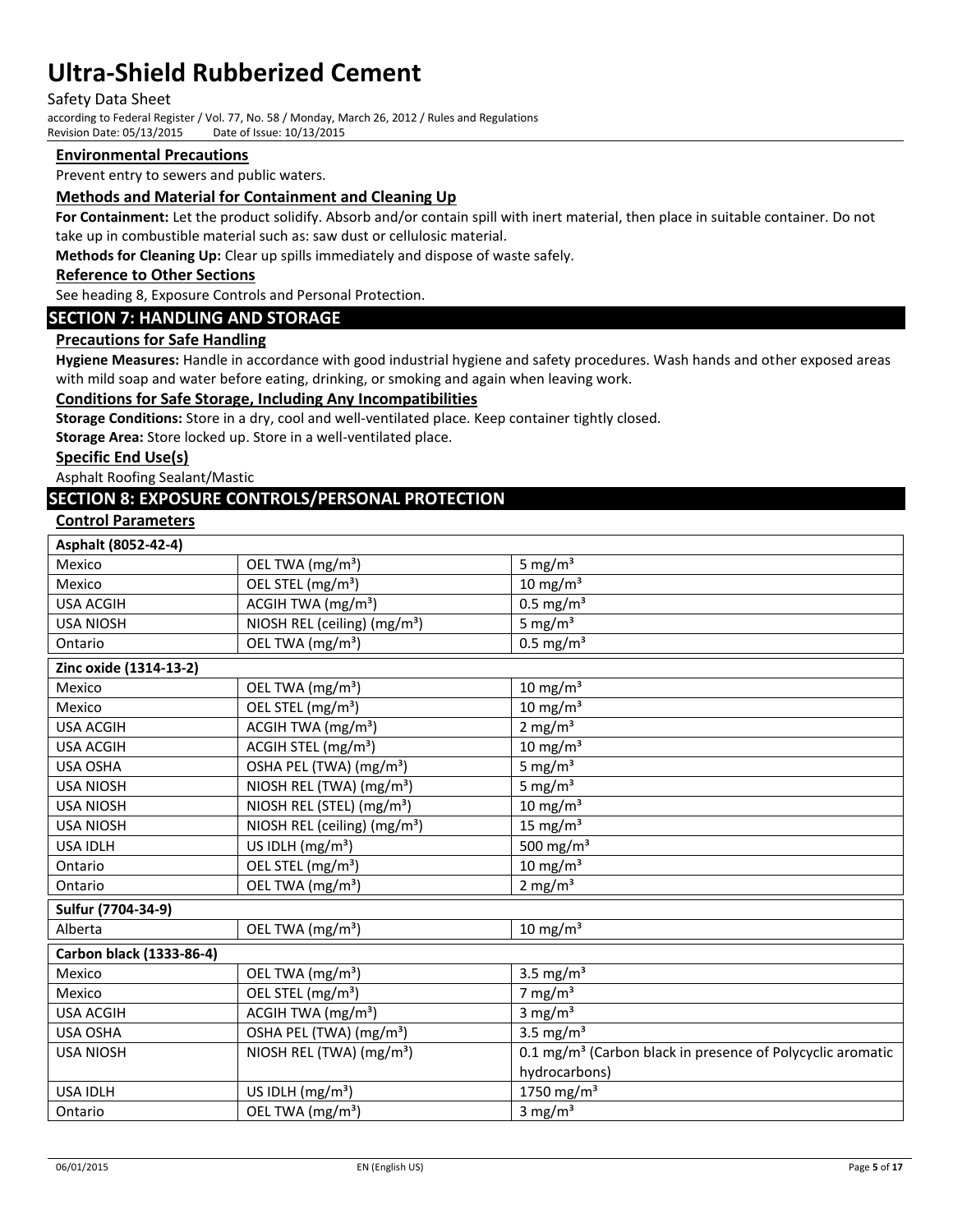### Environmental Precautions

Prevent entry to sewers and public waters.

### Methods and Material for Containment and Cleaning Up

**For Containment:** Let the product solidify. Absorb and/or contain spill with inert material, then place in suitable container. Do not take up in combustible material such as: saw dust or cellulosic material.

**Methods for Cleaning Up:** Clear up spills immediately and dispose of waste safely.

### Reference to Other Sections

See heading 8, Exposure Controls and Personal Protection.

## SECTION 7: HANDLING AND STORAGE

### Precautions for Safe Handling

**Hygiene Measures:** Handle in accordance with good industrial hygiene and safety procedures. Wash hands and other exposed areas with mild soap and water before eating, drinking, or smoking and again when leaving work.

### Conditions for Safe Storage, Including Any Incompatibilities

**Storage Conditions:** Store in a dry, cool and well-ventilated place. Keep container tightly closed.

**Storage Area:** Store locked up. Store in a well-ventilated place.

### Specific End Use(s)

Asphalt Roofing Sealant/Mastic

## SECTION 8: EXPOSURE CONTROLS/PERSONAL PROTECTION

### Control Parameters

| **Asphalt (8052-42-4)** | | |
|---|---|---|
| Mexico | OEL TWA (mg/m³) | 5 mg/m³ |
| Mexico | OEL STEL (mg/m³) | 10 mg/m³ |
| USA ACGIH | ACGIH TWA (mg/m³) | 0.5 mg/m³ |
| USA NIOSH | NIOSH REL (ceiling) (mg/m³) | 5 mg/m³ |
| Ontario | OEL TWA (mg/m³) | 0.5 mg/m³ |

| **Zinc oxide (1314-13-2)** | | |
|---|---|---|
| Mexico | OEL TWA (mg/m³) | 10 mg/m³ |
| Mexico | OEL STEL (mg/m³) | 10 mg/m³ |
| USA ACGIH | ACGIH TWA (mg/m³) | 2 mg/m³ |
| USA ACGIH | ACGIH STEL (mg/m³) | 10 mg/m³ |
| USA OSHA | OSHA PEL (TWA) (mg/m³) | 5 mg/m³ |
| USA NIOSH | NIOSH REL (TWA) (mg/m³) | 5 mg/m³ |
| USA NIOSH | NIOSH REL (STEL) (mg/m³) | 10 mg/m³ |
| USA NIOSH | NIOSH REL (ceiling) (mg/m³) | 15 mg/m³ |
| USA IDLH | US IDLH (mg/m³) | 500 mg/m³ |
| Ontario | OEL STEL (mg/m³) | 10 mg/m³ |
| Ontario | OEL TWA (mg/m³) | 2 mg/m³ |

| **Sulfur (7704-34-9)** | | |
|---|---|---|
| Alberta | OEL TWA (mg/m³) | 10 mg/m³ |

| **Carbon black (1333-86-4)** | | |
|---|---|---|
| Mexico | OEL TWA (mg/m³) | 3.5 mg/m³ |
| Mexico | OEL STEL (mg/m³) | 7 mg/m³ |
| USA ACGIH | ACGIH TWA (mg/m³) | 3 mg/m³ |
| USA OSHA | OSHA PEL (TWA) (mg/m³) | 3.5 mg/m³ |
| USA NIOSH | NIOSH REL (TWA) (mg/m³) | 0.1 mg/m³ (Carbon black in presence of Polycyclic aromatic hydrocarbons) |
| USA IDLH | US IDLH (mg/m³) | 1750 mg/m³ |
| Ontario | OEL TWA (mg/m³) | 3 mg/m³ |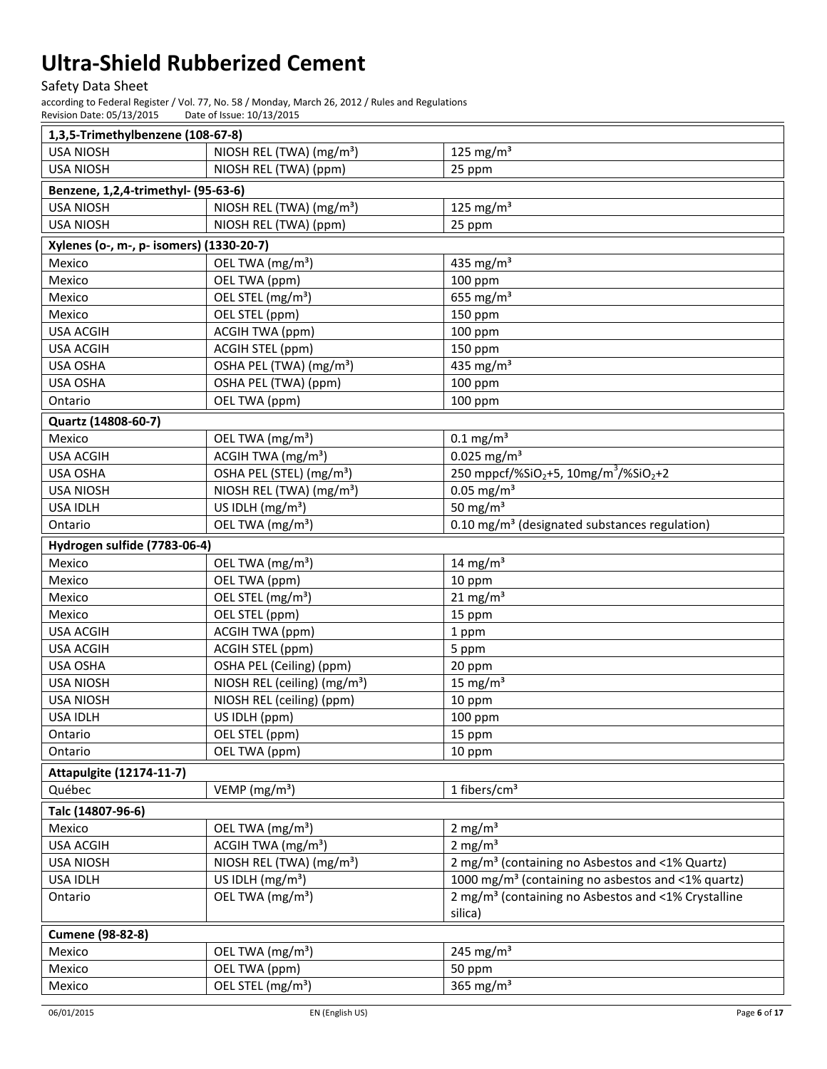| 1,3,5-Trimethylbenzene (108-67-8) | | |
|---|---|---|
| USA NIOSH | NIOSH REL (TWA) ($mg/m^3$) | 125 $mg/m^3$ |
| USA NIOSH | NIOSH REL (TWA) (ppm) | 25 ppm |

| Benzene, 1,2,4-trimethyl- (95-63-6) | | |
|---|---|---|
| USA NIOSH | NIOSH REL (TWA) ($mg/m^3$) | 125 $mg/m^3$ |
| USA NIOSH | NIOSH REL (TWA) (ppm) | 25 ppm |

| Xylenes (o-, m-, p- isomers) (1330-20-7) | | |
|---|---|---|
| Mexico | OEL TWA ($mg/m^3$) | 435 $mg/m^3$ |
| Mexico | OEL TWA (ppm) | 100 ppm |
| Mexico | OEL STEL ($mg/m^3$) | 655 $mg/m^3$ |
| Mexico | OEL STEL (ppm) | 150 ppm |
| USA ACGIH | ACGIH TWA (ppm) | 100 ppm |
| USA ACGIH | ACGIH STEL (ppm) | 150 ppm |
| USA OSHA | OSHA PEL (TWA) ($mg/m^3$) | 435 $mg/m^3$ |
| USA OSHA | OSHA PEL (TWA) (ppm) | 100 ppm |
| Ontario | OEL TWA (ppm) | 100 ppm |

| Quartz (14808-60-7) | | |
|---|---|---|
| Mexico | OEL TWA ($mg/m^3$) | 0.1 $mg/m^3$ |
| USA ACGIH | ACGIH TWA ($mg/m^3$) | 0.025 $mg/m^3$ |
| USA OSHA | OSHA PEL (STEL) ($mg/m^3$) | 250 mppcf/%$SiO_2$+5, 10mg/$m^3$/%$SiO_2$+2 |
| USA NIOSH | NIOSH REL (TWA) ($mg/m^3$) | 0.05 $mg/m^3$ |
| USA IDLH | US IDLH ($mg/m^3$) | 50 $mg/m^3$ |
| Ontario | OEL TWA ($mg/m^3$) | 0.10 $mg/m^3$ (designated substances regulation) |

| Hydrogen sulfide (7783-06-4) | | |
|---|---|---|
| Mexico | OEL TWA ($mg/m^3$) | 14 $mg/m^3$ |
| Mexico | OEL TWA (ppm) | 10 ppm |
| Mexico | OEL STEL ($mg/m^3$) | 21 $mg/m^3$ |
| Mexico | OEL STEL (ppm) | 15 ppm |
| USA ACGIH | ACGIH TWA (ppm) | 1 ppm |
| USA ACGIH | ACGIH STEL (ppm) | 5 ppm |
| USA OSHA | OSHA PEL (Ceiling) (ppm) | 20 ppm |
| USA NIOSH | NIOSH REL (ceiling) ($mg/m^3$) | 15 $mg/m^3$ |
| USA NIOSH | NIOSH REL (ceiling) (ppm) | 10 ppm |
| USA IDLH | US IDLH (ppm) | 100 ppm |
| Ontario | OEL STEL (ppm) | 15 ppm |
| Ontario | OEL TWA (ppm) | 10 ppm |

| Attapulgite (12174-11-7) | | |
|---|---|---|
| Québec | VEMP ($mg/m^3$) | 1 fibers/$cm^3$ |

| Talc (14807-96-6) | | |
|---|---|---|
| Mexico | OEL TWA ($mg/m^3$) | 2 $mg/m^3$ |
| USA ACGIH | ACGIH TWA ($mg/m^3$) | 2 $mg/m^3$ |
| USA NIOSH | NIOSH REL (TWA) ($mg/m^3$) | 2 $mg/m^3$ (containing no Asbestos and <1% Quartz) |
| USA IDLH | US IDLH ($mg/m^3$) | 1000 $mg/m^3$ (containing no asbestos and <1% quartz) |
| Ontario | OEL TWA ($mg/m^3$) | 2 $mg/m^3$ (containing no Asbestos and <1% Crystalline silica) |

| Cumene (98-82-8) | | |
|---|---|---|
| Mexico | OEL TWA ($mg/m^3$) | 245 $mg/m^3$ |
| Mexico | OEL TWA (ppm) | 50 ppm |
| Mexico | OEL STEL ($mg/m^3$) | 365 $mg/m^3$ |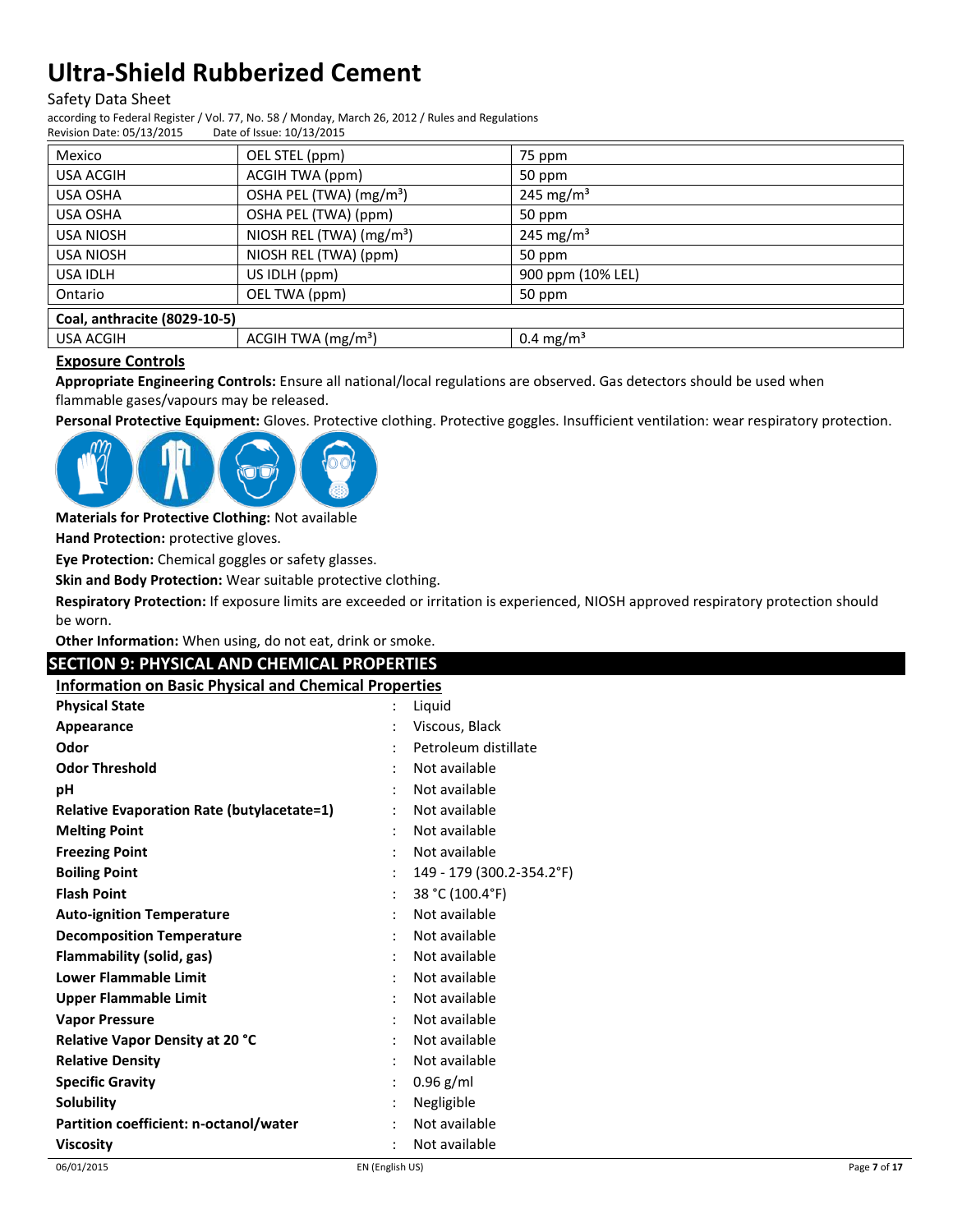| | | |
|---|---|---|
| Mexico | OEL STEL (ppm) | 75 ppm |
| USA ACGIH | ACGIH TWA (ppm) | 50 ppm |
| USA OSHA | OSHA PEL (TWA) (mg/m³) | 245 mg/m³ |
| USA OSHA | OSHA PEL (TWA) (ppm) | 50 ppm |
| USA NIOSH | NIOSH REL (TWA) (mg/m³) | 245 mg/m³ |
| USA NIOSH | NIOSH REL (TWA) (ppm) | 50 ppm |
| USA IDLH | US IDLH (ppm) | 900 ppm (10% LEL) |
| Ontario | OEL TWA (ppm) | 50 ppm |
| **Coal, anthracite (8029-10-5)** | | |
| USA ACGIH | ACGIH TWA (mg/m³) | 0.4 mg/m³ |

### Exposure Controls

**Appropriate Engineering Controls:** Ensure all national/local regulations are observed. Gas detectors should be used when flammable gases/vapours may be released.

**Personal Protective Equipment:** Gloves. Protective clothing. Protective goggles. Insufficient ventilation: wear respiratory protection.

**Materials for Protective Clothing:** Not available

**Hand Protection:** protective gloves.

**Eye Protection:** Chemical goggles or safety glasses.

**Skin and Body Protection:** Wear suitable protective clothing.

**Respiratory Protection:** If exposure limits are exceeded or irritation is experienced, NIOSH approved respiratory protection should be worn.

**Other Information:** When using, do not eat, drink or smoke.

## SECTION 9: PHYSICAL AND CHEMICAL PROPERTIES

### Information on Basic Physical and Chemical Properties

| | | |
|---|---|---|
| **Physical State** | : | Liquid |
| **Appearance** | : | Viscous, Black |
| **Odor** | : | Petroleum distillate |
| **Odor Threshold** | : | Not available |
| **pH** | : | Not available |
| **Relative Evaporation Rate (butylacetate=1)** | : | Not available |
| **Melting Point** | : | Not available |
| **Freezing Point** | : | Not available |
| **Boiling Point** | : | 149 - 179 (300.2-354.2°F) |
| **Flash Point** | : | 38 °C (100.4°F) |
| **Auto-ignition Temperature** | : | Not available |
| **Decomposition Temperature** | : | Not available |
| **Flammability (solid, gas)** | : | Not available |
| **Lower Flammable Limit** | : | Not available |
| **Upper Flammable Limit** | : | Not available |
| **Vapor Pressure** | : | Not available |
| **Relative Vapor Density at 20 °C** | : | Not available |
| **Relative Density** | : | Not available |
| **Specific Gravity** | : | 0.96 g/ml |
| **Solubility** | : | Negligible |
| **Partition coefficient: n-octanol/water** | : | Not available |
| **Viscosity** | : | Not available |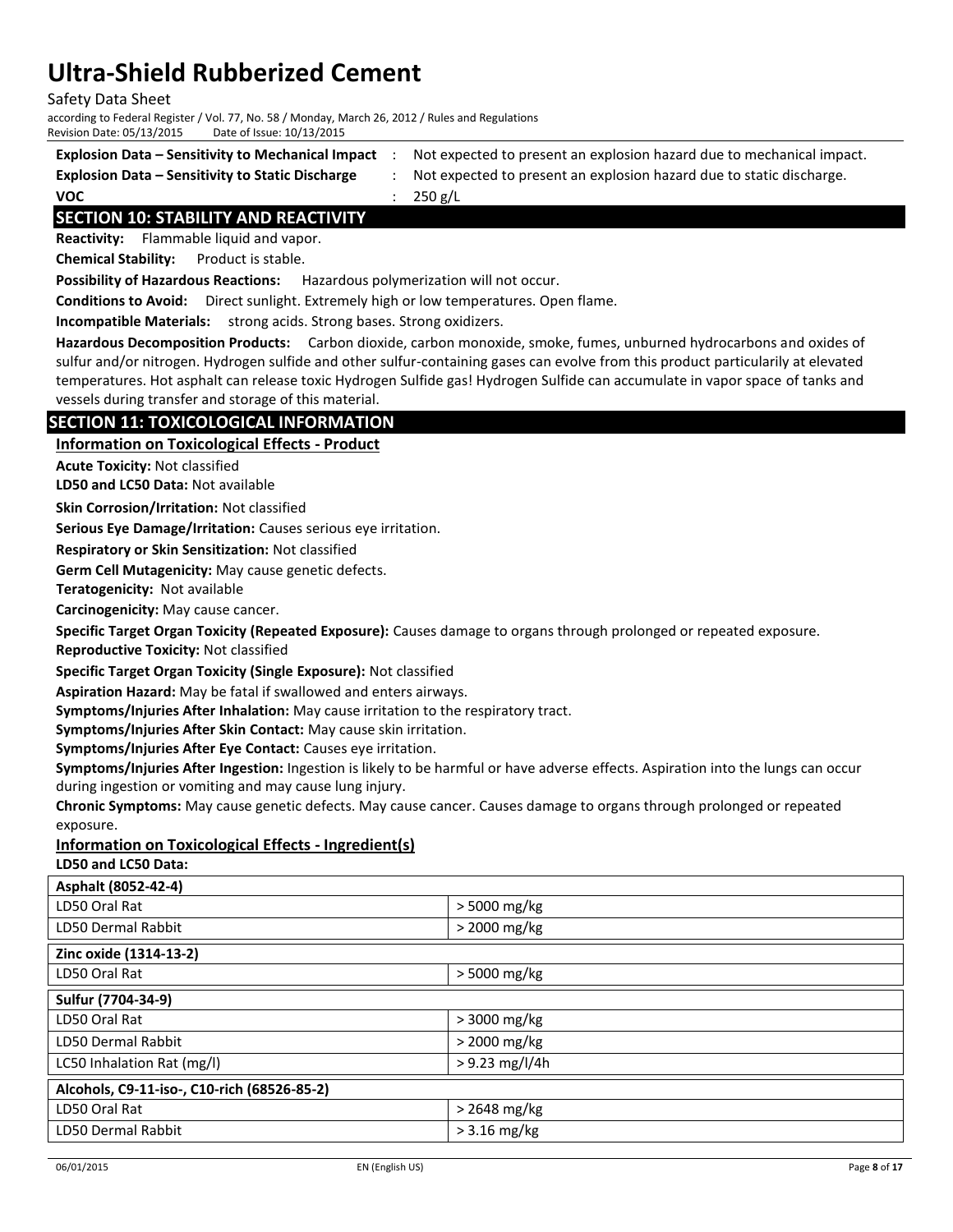**Explosion Data – Sensitivity to Mechanical Impact** : Not expected to present an explosion hazard due to mechanical impact.

**Explosion Data – Sensitivity to Static Discharge** : Not expected to present an explosion hazard due to static discharge.

**VOC** : 250 g/L

## SECTION 10: STABILITY AND REACTIVITY

**Reactivity:** Flammable liquid and vapor.

**Chemical Stability:** Product is stable.

**Possibility of Hazardous Reactions:** Hazardous polymerization will not occur.

**Conditions to Avoid:** Direct sunlight. Extremely high or low temperatures. Open flame.

**Incompatible Materials:** strong acids. Strong bases. Strong oxidizers.

**Hazardous Decomposition Products:** Carbon dioxide, carbon monoxide, smoke, fumes, unburned hydrocarbons and oxides of sulfur and/or nitrogen. Hydrogen sulfide and other sulfur-containing gases can evolve from this product particularly at elevated temperatures. Hot asphalt can release toxic Hydrogen Sulfide gas! Hydrogen Sulfide can accumulate in vapor space of tanks and vessels during transfer and storage of this material.

## SECTION 11: TOXICOLOGICAL INFORMATION

### Information on Toxicological Effects - Product

**Acute Toxicity:** Not classified

**LD50 and LC50 Data:** Not available

**Skin Corrosion/Irritation:** Not classified

**Serious Eye Damage/Irritation:** Causes serious eye irritation.

**Respiratory or Skin Sensitization:** Not classified

**Germ Cell Mutagenicity:** May cause genetic defects.

**Teratogenicity:** Not available

**Carcinogenicity:** May cause cancer.

**Specific Target Organ Toxicity (Repeated Exposure):** Causes damage to organs through prolonged or repeated exposure.

**Reproductive Toxicity:** Not classified

**Specific Target Organ Toxicity (Single Exposure):** Not classified

**Aspiration Hazard:** May be fatal if swallowed and enters airways.

**Symptoms/Injuries After Inhalation:** May cause irritation to the respiratory tract.

**Symptoms/Injuries After Skin Contact:** May cause skin irritation.

**Symptoms/Injuries After Eye Contact:** Causes eye irritation.

**Symptoms/Injuries After Ingestion:** Ingestion is likely to be harmful or have adverse effects. Aspiration into the lungs can occur during ingestion or vomiting and may cause lung injury.

**Chronic Symptoms:** May cause genetic defects. May cause cancer. Causes damage to organs through prolonged or repeated exposure.

### Information on Toxicological Effects - Ingredient(s)

**LD50 and LC50 Data:**

| | |
|---|---|
| **Asphalt (8052-42-4)** | |
| LD50 Oral Rat | > 5000 mg/kg |
| LD50 Dermal Rabbit | > 2000 mg/kg |
| **Zinc oxide (1314-13-2)** | |
| LD50 Oral Rat | > 5000 mg/kg |
| **Sulfur (7704-34-9)** | |
| LD50 Oral Rat | > 3000 mg/kg |
| LD50 Dermal Rabbit | > 2000 mg/kg |
| LC50 Inhalation Rat (mg/l) | > 9.23 mg/l/4h |
| **Alcohols, C9-11-iso-, C10-rich (68526-85-2)** | |
| LD50 Oral Rat | > 2648 mg/kg |
| LD50 Dermal Rabbit | > 3.16 mg/kg |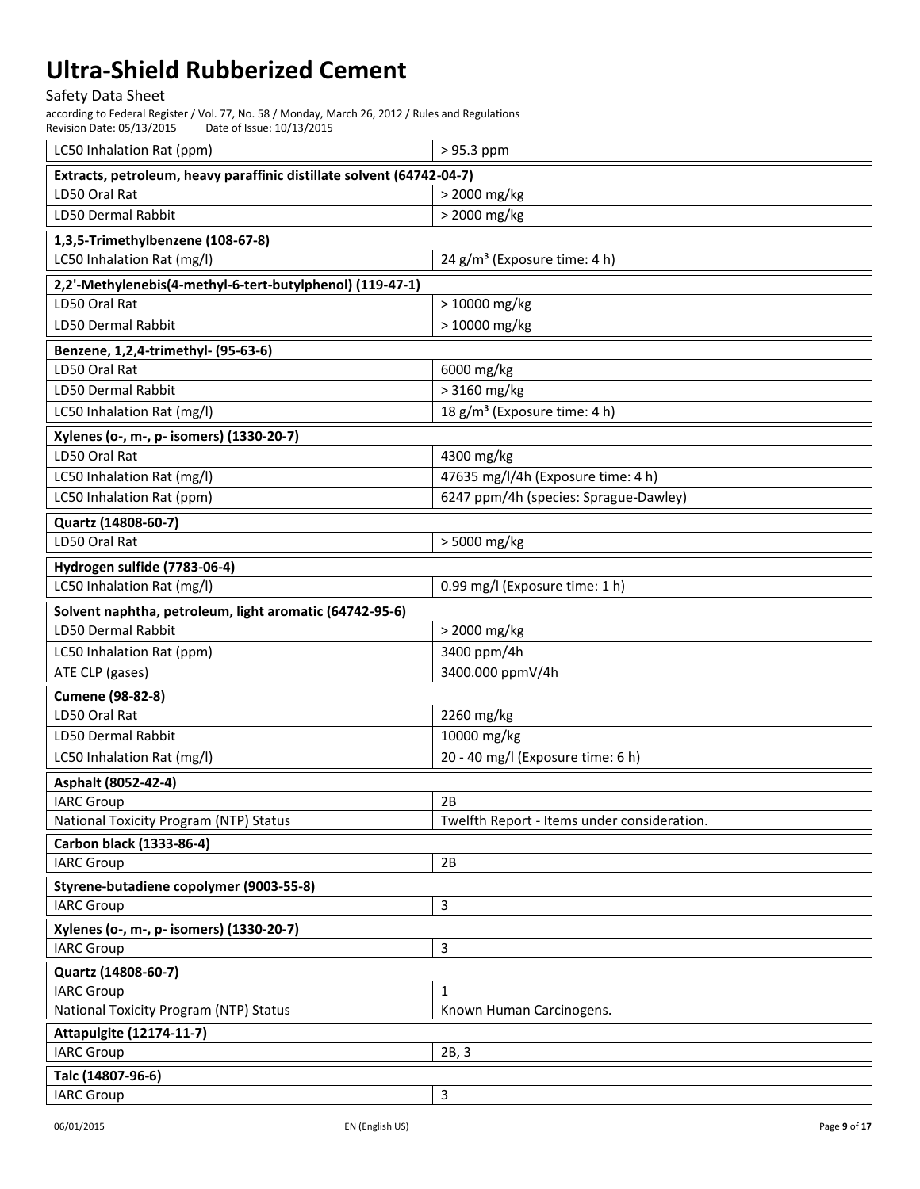| | |
|---|---|
| LC50 Inhalation Rat (ppm) | > 95.3 ppm |
| **Extracts, petroleum, heavy paraffinic distillate solvent (64742-04-7)** | |
| LD50 Oral Rat | > 2000 mg/kg |
| LD50 Dermal Rabbit | > 2000 mg/kg |
| **1,3,5-Trimethylbenzene (108-67-8)** | |
| LC50 Inhalation Rat (mg/l) | 24 g/m³ (Exposure time: 4 h) |
| **2,2'-Methylenebis(4-methyl-6-tert-butylphenol) (119-47-1)** | |
| LD50 Oral Rat | > 10000 mg/kg |
| LD50 Dermal Rabbit | > 10000 mg/kg |
| **Benzene, 1,2,4-trimethyl- (95-63-6)** | |
| LD50 Oral Rat | 6000 mg/kg |
| LD50 Dermal Rabbit | > 3160 mg/kg |
| LC50 Inhalation Rat (mg/l) | 18 g/m³ (Exposure time: 4 h) |
| **Xylenes (o-, m-, p- isomers) (1330-20-7)** | |
| LD50 Oral Rat | 4300 mg/kg |
| LC50 Inhalation Rat (mg/l) | 47635 mg/l/4h (Exposure time: 4 h) |
| LC50 Inhalation Rat (ppm) | 6247 ppm/4h (species: Sprague-Dawley) |
| **Quartz (14808-60-7)** | |
| LD50 Oral Rat | > 5000 mg/kg |
| **Hydrogen sulfide (7783-06-4)** | |
| LC50 Inhalation Rat (mg/l) | 0.99 mg/l (Exposure time: 1 h) |
| **Solvent naphtha, petroleum, light aromatic (64742-95-6)** | |
| LD50 Dermal Rabbit | > 2000 mg/kg |
| LC50 Inhalation Rat (ppm) | 3400 ppm/4h |
| ATE CLP (gases) | 3400.000 ppmV/4h |
| **Cumene (98-82-8)** | |
| LD50 Oral Rat | 2260 mg/kg |
| LD50 Dermal Rabbit | 10000 mg/kg |
| LC50 Inhalation Rat (mg/l) | 20 - 40 mg/l (Exposure time: 6 h) |
| **Asphalt (8052-42-4)** | |
| IARC Group | 2B |
| National Toxicity Program (NTP) Status | Twelfth Report - Items under consideration. |
| **Carbon black (1333-86-4)** | |
| IARC Group | 2B |
| **Styrene-butadiene copolymer (9003-55-8)** | |
| IARC Group | 3 |
| **Xylenes (o-, m-, p- isomers) (1330-20-7)** | |
| IARC Group | 3 |
| **Quartz (14808-60-7)** | |
| IARC Group | 1 |
| National Toxicity Program (NTP) Status | Known Human Carcinogens. |
| **Attapulgite (12174-11-7)** | |
| IARC Group | 2B, 3 |
| **Talc (14807-96-6)** | |
| IARC Group | 3 |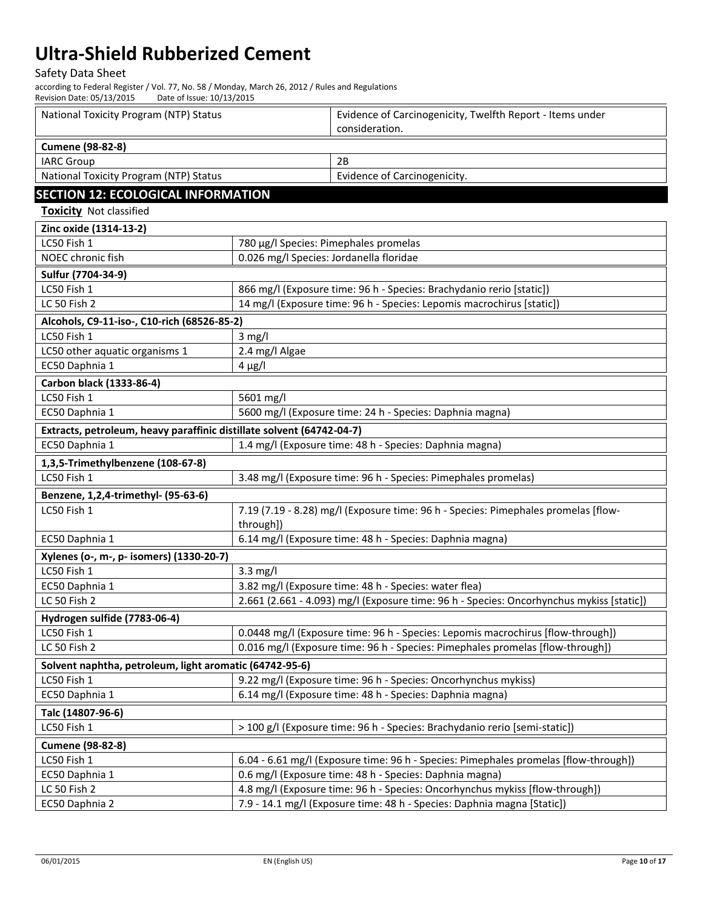| | |
|---|---|
| National Toxicity Program (NTP) Status | Evidence of Carcinogenicity, Twelfth Report - Items under consideration. |

| **Cumene (98-82-8)** | |
|---|---|
| IARC Group | 2B |
| National Toxicity Program (NTP) Status | Evidence of Carcinogenicity. |

## SECTION 12: ECOLOGICAL INFORMATION

**Toxicity** Not classified

| **Zinc oxide (1314-13-2)** | |
|---|---|
| LC50 Fish 1 | 780 µg/l Species: Pimephales promelas |
| NOEC chronic fish | 0.026 mg/l Species: Jordanella floridae |

| **Sulfur (7704-34-9)** | |
|---|---|
| LC50 Fish 1 | 866 mg/l (Exposure time: 96 h - Species: Brachydanio rerio [static]) |
| LC 50 Fish 2 | 14 mg/l (Exposure time: 96 h - Species: Lepomis macrochirus [static]) |

| **Alcohols, C9-11-iso-, C10-rich (68526-85-2)** | |
|---|---|
| LC50 Fish 1 | 3 mg/l |
| LC50 other aquatic organisms 1 | 2.4 mg/l Algae |
| EC50 Daphnia 1 | 4 µg/l |

| **Carbon black (1333-86-4)** | |
|---|---|
| LC50 Fish 1 | 5601 mg/l |
| EC50 Daphnia 1 | 5600 mg/l (Exposure time: 24 h - Species: Daphnia magna) |

| **Extracts, petroleum, heavy paraffinic distillate solvent (64742-04-7)** | |
|---|---|
| EC50 Daphnia 1 | 1.4 mg/l (Exposure time: 48 h - Species: Daphnia magna) |

| **1,3,5-Trimethylbenzene (108-67-8)** | |
|---|---|
| LC50 Fish 1 | 3.48 mg/l (Exposure time: 96 h - Species: Pimephales promelas) |

| **Benzene, 1,2,4-trimethyl- (95-63-6)** | |
|---|---|
| LC50 Fish 1 | 7.19 (7.19 - 8.28) mg/l (Exposure time: 96 h - Species: Pimephales promelas [flow-through]) |
| EC50 Daphnia 1 | 6.14 mg/l (Exposure time: 48 h - Species: Daphnia magna) |

| **Xylenes (o-, m-, p- isomers) (1330-20-7)** | |
|---|---|
| LC50 Fish 1 | 3.3 mg/l |
| EC50 Daphnia 1 | 3.82 mg/l (Exposure time: 48 h - Species: water flea) |
| LC 50 Fish 2 | 2.661 (2.661 - 4.093) mg/l (Exposure time: 96 h - Species: Oncorhynchus mykiss [static]) |

| **Hydrogen sulfide (7783-06-4)** | |
|---|---|
| LC50 Fish 1 | 0.0448 mg/l (Exposure time: 96 h - Species: Lepomis macrochirus [flow-through]) |
| LC 50 Fish 2 | 0.016 mg/l (Exposure time: 96 h - Species: Pimephales promelas [flow-through]) |

| **Solvent naphtha, petroleum, light aromatic (64742-95-6)** | |
|---|---|
| LC50 Fish 1 | 9.22 mg/l (Exposure time: 96 h - Species: Oncorhynchus mykiss) |
| EC50 Daphnia 1 | 6.14 mg/l (Exposure time: 48 h - Species: Daphnia magna) |

| **Talc (14807-96-6)** | |
|---|---|
| LC50 Fish 1 | > 100 g/l (Exposure time: 96 h - Species: Brachydanio rerio [semi-static]) |

| **Cumene (98-82-8)** | |
|---|---|
| LC50 Fish 1 | 6.04 - 6.61 mg/l (Exposure time: 96 h - Species: Pimephales promelas [flow-through]) |
| EC50 Daphnia 1 | 0.6 mg/l (Exposure time: 48 h - Species: Daphnia magna) |
| LC 50 Fish 2 | 4.8 mg/l (Exposure time: 96 h - Species: Oncorhynchus mykiss [flow-through]) |
| EC50 Daphnia 2 | 7.9 - 14.1 mg/l (Exposure time: 48 h - Species: Daphnia magna [Static]) |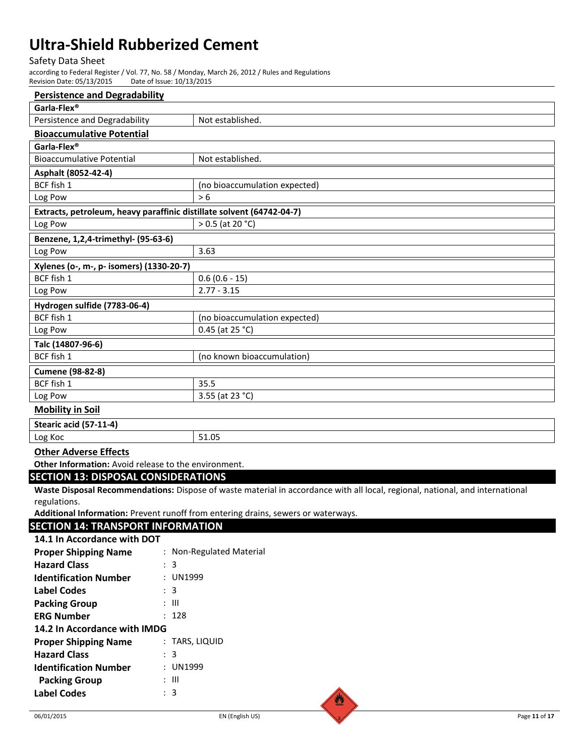### Persistence and Degradability

| Garla-Flex® | |
|---|---|
| Persistence and Degradability | Not established. |

### Bioaccumulative Potential

| Garla-Flex® | |
|---|---|
| Bioaccumulative Potential | Not established. |
| **Asphalt (8052-42-4)** | |
| BCF fish 1 | (no bioaccumulation expected) |
| Log Pow | > 6 |
| **Extracts, petroleum, heavy paraffinic distillate solvent (64742-04-7)** | |
| Log Pow | > 0.5 (at 20 °C) |
| **Benzene, 1,2,4-trimethyl- (95-63-6)** | |
| Log Pow | 3.63 |
| **Xylenes (o-, m-, p- isomers) (1330-20-7)** | |
| BCF fish 1 | 0.6 (0.6 - 15) |
| Log Pow | 2.77 - 3.15 |
| **Hydrogen sulfide (7783-06-4)** | |
| BCF fish 1 | (no bioaccumulation expected) |
| Log Pow | 0.45 (at 25 °C) |
| **Talc (14807-96-6)** | |
| BCF fish 1 | (no known bioaccumulation) |
| **Cumene (98-82-8)** | |
| BCF fish 1 | 35.5 |
| Log Pow | 3.55 (at 23 °C) |

### Mobility in Soil

| Stearic acid (57-11-4) | |
|---|---|
| Log Koc | 51.05 |

### Other Adverse Effects

**Other Information:** Avoid release to the environment.

## SECTION 13: DISPOSAL CONSIDERATIONS

**Waste Disposal Recommendations:** Dispose of waste material in accordance with all local, regional, national, and international regulations.

**Additional Information:** Prevent runoff from entering drains, sewers or waterways.

## SECTION 14: TRANSPORT INFORMATION

### 14.1 In Accordance with DOT

**Proper Shipping Name** : Non-Regulated Material
**Hazard Class** : 3
**Identification Number** : UN1999
**Label Codes** : 3
**Packing Group** : III
**ERG Number** : 128

### 14.2 In Accordance with IMDG

**Proper Shipping Name** : TARS, LIQUID
**Hazard Class** : 3
**Identification Number** : UN1999
**Packing Group** : III
**Label Codes** : 3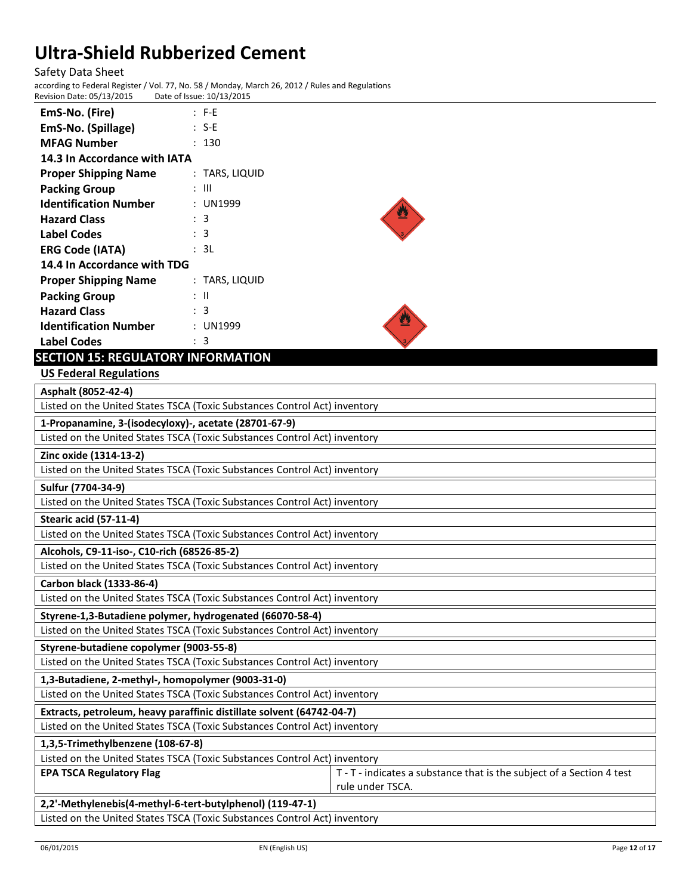| | |
|---|---|
| **EmS-No. (Fire)** | : F-E |
| **EmS-No. (Spillage)** | : S-E |
| **MFAG Number** | : 130 |

**14.3 In Accordance with IATA**

| | |
|---|---|
| **Proper Shipping Name** | : TARS, LIQUID |
| **Packing Group** | : III |
| **Identification Number** | : UN1999 |
| **Hazard Class** | : 3 |
| **Label Codes** | : 3 |
| **ERG Code (IATA)** | : 3L |

**14.4 In Accordance with TDG**

| | |
|---|---|
| **Proper Shipping Name** | : TARS, LIQUID |
| **Packing Group** | : II |
| **Hazard Class** | : 3 |
| **Identification Number** | : UN1999 |
| **Label Codes** | : 3 |

## SECTION 15: REGULATORY INFORMATION

### US Federal Regulations

**Asphalt (8052-42-4)**

Listed on the United States TSCA (Toxic Substances Control Act) inventory

**1-Propanamine, 3-(isodecyloxy)-, acetate (28701-67-9)**

Listed on the United States TSCA (Toxic Substances Control Act) inventory

**Zinc oxide (1314-13-2)**

Listed on the United States TSCA (Toxic Substances Control Act) inventory

**Sulfur (7704-34-9)**

Listed on the United States TSCA (Toxic Substances Control Act) inventory

**Stearic acid (57-11-4)**

Listed on the United States TSCA (Toxic Substances Control Act) inventory

**Alcohols, C9-11-iso-, C10-rich (68526-85-2)**

Listed on the United States TSCA (Toxic Substances Control Act) inventory

**Carbon black (1333-86-4)**

Listed on the United States TSCA (Toxic Substances Control Act) inventory

**Styrene-1,3-Butadiene polymer, hydrogenated (66070-58-4)**

Listed on the United States TSCA (Toxic Substances Control Act) inventory

**Styrene-butadiene copolymer (9003-55-8)**

Listed on the United States TSCA (Toxic Substances Control Act) inventory

**1,3-Butadiene, 2-methyl-, homopolymer (9003-31-0)**

Listed on the United States TSCA (Toxic Substances Control Act) inventory

**Extracts, petroleum, heavy paraffinic distillate solvent (64742-04-7)**

Listed on the United States TSCA (Toxic Substances Control Act) inventory

**1,3,5-Trimethylbenzene (108-67-8)**

Listed on the United States TSCA (Toxic Substances Control Act) inventory

| | |
|---|---|
| **EPA TSCA Regulatory Flag** | T - T - indicates a substance that is the subject of a Section 4 test rule under TSCA. |

**2,2'-Methylenebis(4-methyl-6-tert-butylphenol) (119-47-1)**

Listed on the United States TSCA (Toxic Substances Control Act) inventory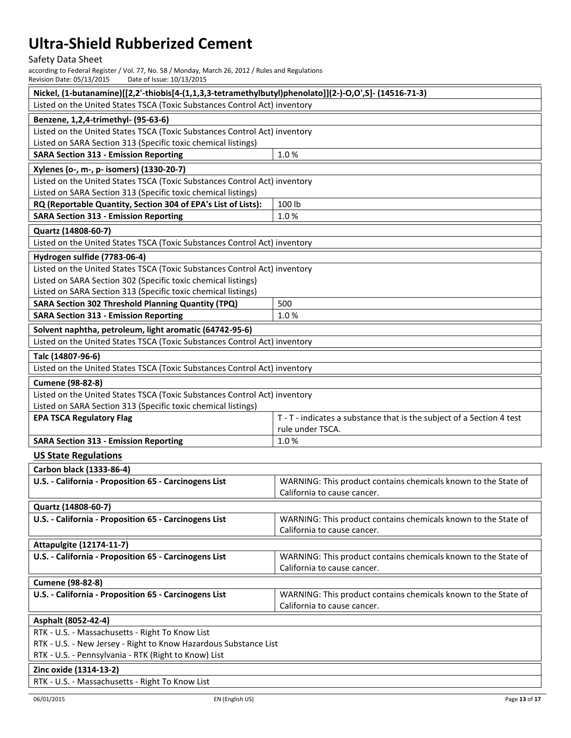| Nickel, (1-butanamine)[[2,2'-thiobis[4-(1,1,3,3-tetramethylbutyl)phenolato]](2-)-O,O',S]- (14516-71-3) | |
|---|---|
| Listed on the United States TSCA (Toxic Substances Control Act) inventory | |

| Benzene, 1,2,4-trimethyl- (95-63-6) | |
|---|---|
| Listed on the United States TSCA (Toxic Substances Control Act) inventory<br>Listed on SARA Section 313 (Specific toxic chemical listings) | |
| **SARA Section 313 - Emission Reporting** | 1.0 % |

| Xylenes (o-, m-, p- isomers) (1330-20-7) | |
|---|---|
| Listed on the United States TSCA (Toxic Substances Control Act) inventory<br>Listed on SARA Section 313 (Specific toxic chemical listings) | |
| **RQ (Reportable Quantity, Section 304 of EPA's List of Lists):** | 100 lb |
| **SARA Section 313 - Emission Reporting** | 1.0 % |

| Quartz (14808-60-7) | |
|---|---|
| Listed on the United States TSCA (Toxic Substances Control Act) inventory | |

| Hydrogen sulfide (7783-06-4) | |
|---|---|
| Listed on the United States TSCA (Toxic Substances Control Act) inventory<br>Listed on SARA Section 302 (Specific toxic chemical listings)<br>Listed on SARA Section 313 (Specific toxic chemical listings) | |
| **SARA Section 302 Threshold Planning Quantity (TPQ)** | 500 |
| **SARA Section 313 - Emission Reporting** | 1.0 % |

| Solvent naphtha, petroleum, light aromatic (64742-95-6) | |
|---|---|
| Listed on the United States TSCA (Toxic Substances Control Act) inventory | |

| Talc (14807-96-6) | |
|---|---|
| Listed on the United States TSCA (Toxic Substances Control Act) inventory | |

| Cumene (98-82-8) | |
|---|---|
| Listed on the United States TSCA (Toxic Substances Control Act) inventory<br>Listed on SARA Section 313 (Specific toxic chemical listings) | |
| **EPA TSCA Regulatory Flag** | T - T - indicates a substance that is the subject of a Section 4 test rule under TSCA. |
| **SARA Section 313 - Emission Reporting** | 1.0 % |

## US State Regulations

| Carbon black (1333-86-4) | |
|---|---|
| **U.S. - California - Proposition 65 - Carcinogens List** | WARNING: This product contains chemicals known to the State of California to cause cancer. |

| Quartz (14808-60-7) | |
|---|---|
| **U.S. - California - Proposition 65 - Carcinogens List** | WARNING: This product contains chemicals known to the State of California to cause cancer. |

| Attapulgite (12174-11-7) | |
|---|---|
| **U.S. - California - Proposition 65 - Carcinogens List** | WARNING: This product contains chemicals known to the State of California to cause cancer. |

| Cumene (98-82-8) | |
|---|---|
| **U.S. - California - Proposition 65 - Carcinogens List** | WARNING: This product contains chemicals known to the State of California to cause cancer. |

| Asphalt (8052-42-4) |
|---|
| RTK - U.S. - Massachusetts - Right To Know List<br>RTK - U.S. - New Jersey - Right to Know Hazardous Substance List<br>RTK - U.S. - Pennsylvania - RTK (Right to Know) List |

| Zinc oxide (1314-13-2) |
|---|
| RTK - U.S. - Massachusetts - Right To Know List |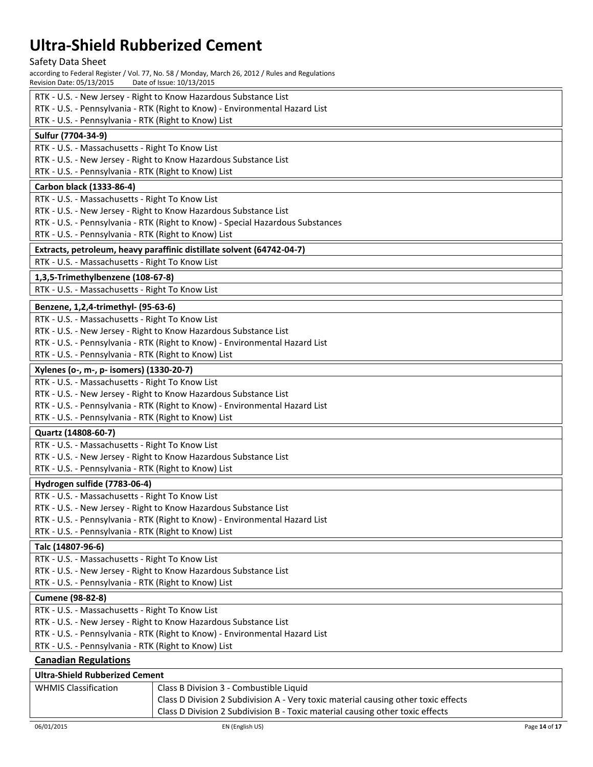RTK - U.S. - New Jersey - Right to Know Hazardous Substance List
RTK - U.S. - Pennsylvania - RTK (Right to Know) - Environmental Hazard List
RTK - U.S. - Pennsylvania - RTK (Right to Know) List

**Sulfur (7704-34-9)**

RTK - U.S. - Massachusetts - Right To Know List
RTK - U.S. - New Jersey - Right to Know Hazardous Substance List
RTK - U.S. - Pennsylvania - RTK (Right to Know) List

**Carbon black (1333-86-4)**

RTK - U.S. - Massachusetts - Right To Know List
RTK - U.S. - New Jersey - Right to Know Hazardous Substance List
RTK - U.S. - Pennsylvania - RTK (Right to Know) - Special Hazardous Substances
RTK - U.S. - Pennsylvania - RTK (Right to Know) List

**Extracts, petroleum, heavy paraffinic distillate solvent (64742-04-7)**

RTK - U.S. - Massachusetts - Right To Know List

**1,3,5-Trimethylbenzene (108-67-8)**

RTK - U.S. - Massachusetts - Right To Know List

**Benzene, 1,2,4-trimethyl- (95-63-6)**

RTK - U.S. - Massachusetts - Right To Know List
RTK - U.S. - New Jersey - Right to Know Hazardous Substance List
RTK - U.S. - Pennsylvania - RTK (Right to Know) - Environmental Hazard List
RTK - U.S. - Pennsylvania - RTK (Right to Know) List

**Xylenes (o-, m-, p- isomers) (1330-20-7)**

RTK - U.S. - Massachusetts - Right To Know List
RTK - U.S. - New Jersey - Right to Know Hazardous Substance List
RTK - U.S. - Pennsylvania - RTK (Right to Know) - Environmental Hazard List
RTK - U.S. - Pennsylvania - RTK (Right to Know) List

**Quartz (14808-60-7)**

RTK - U.S. - Massachusetts - Right To Know List
RTK - U.S. - New Jersey - Right to Know Hazardous Substance List
RTK - U.S. - Pennsylvania - RTK (Right to Know) List

**Hydrogen sulfide (7783-06-4)**

RTK - U.S. - Massachusetts - Right To Know List
RTK - U.S. - New Jersey - Right to Know Hazardous Substance List
RTK - U.S. - Pennsylvania - RTK (Right to Know) - Environmental Hazard List
RTK - U.S. - Pennsylvania - RTK (Right to Know) List

**Talc (14807-96-6)**

RTK - U.S. - Massachusetts - Right To Know List
RTK - U.S. - New Jersey - Right to Know Hazardous Substance List
RTK - U.S. - Pennsylvania - RTK (Right to Know) List

**Cumene (98-82-8)**

RTK - U.S. - Massachusetts - Right To Know List
RTK - U.S. - New Jersey - Right to Know Hazardous Substance List
RTK - U.S. - Pennsylvania - RTK (Right to Know) - Environmental Hazard List
RTK - U.S. - Pennsylvania - RTK (Right to Know) List

## Canadian Regulations

| **Ultra-Shield Rubberized Cement** | |
|---|---|
| WHMIS Classification | Class B Division 3 - Combustible Liquid<br>Class D Division 2 Subdivision A - Very toxic material causing other toxic effects<br>Class D Division 2 Subdivision B - Toxic material causing other toxic effects |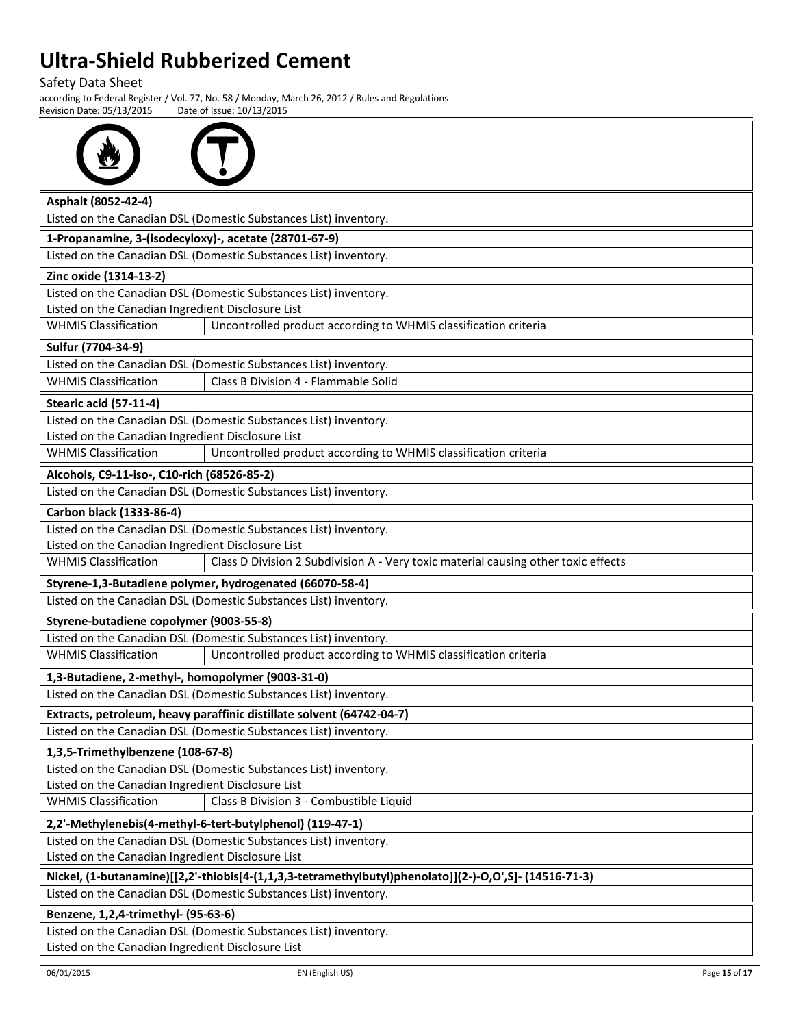**Asphalt (8052-42-4)**

Listed on the Canadian DSL (Domestic Substances List) inventory.

**1-Propanamine, 3-(isodecyloxy)-, acetate (28701-67-9)**

Listed on the Canadian DSL (Domestic Substances List) inventory.

**Zinc oxide (1314-13-2)**

Listed on the Canadian DSL (Domestic Substances List) inventory.
Listed on the Canadian Ingredient Disclosure List

| | |
|---|---|
| WHMIS Classification | Uncontrolled product according to WHMIS classification criteria |

**Sulfur (7704-34-9)**

Listed on the Canadian DSL (Domestic Substances List) inventory.

| | |
|---|---|
| WHMIS Classification | Class B Division 4 - Flammable Solid |

**Stearic acid (57-11-4)**

Listed on the Canadian DSL (Domestic Substances List) inventory.
Listed on the Canadian Ingredient Disclosure List

| | |
|---|---|
| WHMIS Classification | Uncontrolled product according to WHMIS classification criteria |

**Alcohols, C9-11-iso-, C10-rich (68526-85-2)**

Listed on the Canadian DSL (Domestic Substances List) inventory.

**Carbon black (1333-86-4)**

Listed on the Canadian DSL (Domestic Substances List) inventory.
Listed on the Canadian Ingredient Disclosure List

| | |
|---|---|
| WHMIS Classification | Class D Division 2 Subdivision A - Very toxic material causing other toxic effects |

**Styrene-1,3-Butadiene polymer, hydrogenated (66070-58-4)**

Listed on the Canadian DSL (Domestic Substances List) inventory.

**Styrene-butadiene copolymer (9003-55-8)**

Listed on the Canadian DSL (Domestic Substances List) inventory.

| | |
|---|---|
| WHMIS Classification | Uncontrolled product according to WHMIS classification criteria |

**1,3-Butadiene, 2-methyl-, homopolymer (9003-31-0)**

Listed on the Canadian DSL (Domestic Substances List) inventory.

**Extracts, petroleum, heavy paraffinic distillate solvent (64742-04-7)**

Listed on the Canadian DSL (Domestic Substances List) inventory.

**1,3,5-Trimethylbenzene (108-67-8)**

Listed on the Canadian DSL (Domestic Substances List) inventory.
Listed on the Canadian Ingredient Disclosure List

| | |
|---|---|
| WHMIS Classification | Class B Division 3 - Combustible Liquid |

**2,2'-Methylenebis(4-methyl-6-tert-butylphenol) (119-47-1)**

Listed on the Canadian DSL (Domestic Substances List) inventory.
Listed on the Canadian Ingredient Disclosure List

**Nickel, (1-butanamine)[[2,2'-thiobis[4-(1,1,3,3-tetramethylbutyl)phenolato]](2-)-O,O',S]- (14516-71-3)**

Listed on the Canadian DSL (Domestic Substances List) inventory.

**Benzene, 1,2,4-trimethyl- (95-63-6)**

Listed on the Canadian DSL (Domestic Substances List) inventory.
Listed on the Canadian Ingredient Disclosure List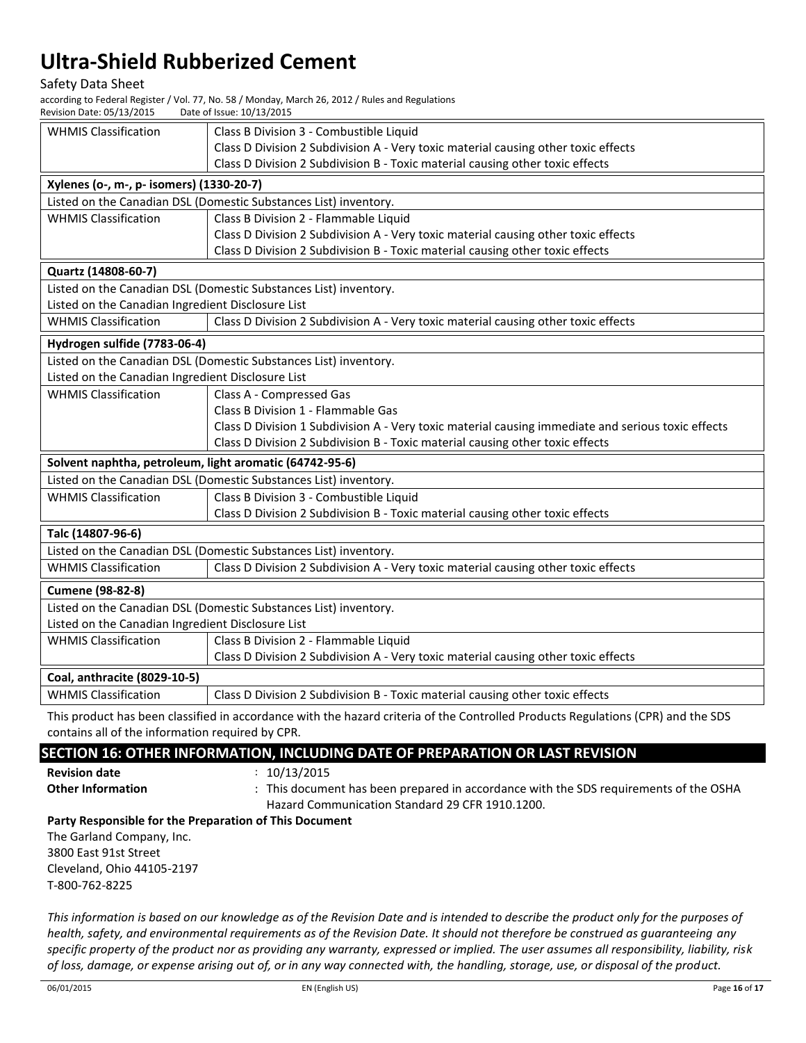| | |
|---|---|
| WHMIS Classification | Class B Division 3 - Combustible Liquid<br>Class D Division 2 Subdivision A - Very toxic material causing other toxic effects<br>Class D Division 2 Subdivision B - Toxic material causing other toxic effects |

| **Xylenes (o-, m-, p- isomers) (1330-20-7)** | |
|---|---|
| Listed on the Canadian DSL (Domestic Substances List) inventory. | |
| WHMIS Classification | Class B Division 2 - Flammable Liquid<br>Class D Division 2 Subdivision A - Very toxic material causing other toxic effects<br>Class D Division 2 Subdivision B - Toxic material causing other toxic effects |

| **Quartz (14808-60-7)** | |
|---|---|
| Listed on the Canadian DSL (Domestic Substances List) inventory.<br>Listed on the Canadian Ingredient Disclosure List | |
| WHMIS Classification | Class D Division 2 Subdivision A - Very toxic material causing other toxic effects |

| **Hydrogen sulfide (7783-06-4)** | |
|---|---|
| Listed on the Canadian DSL (Domestic Substances List) inventory.<br>Listed on the Canadian Ingredient Disclosure List | |
| WHMIS Classification | Class A - Compressed Gas<br>Class B Division 1 - Flammable Gas<br>Class D Division 1 Subdivision A - Very toxic material causing immediate and serious toxic effects<br>Class D Division 2 Subdivision B - Toxic material causing other toxic effects |

| **Solvent naphtha, petroleum, light aromatic (64742-95-6)** | |
|---|---|
| Listed on the Canadian DSL (Domestic Substances List) inventory. | |
| WHMIS Classification | Class B Division 3 - Combustible Liquid<br>Class D Division 2 Subdivision B - Toxic material causing other toxic effects |

| **Talc (14807-96-6)** | |
|---|---|
| Listed on the Canadian DSL (Domestic Substances List) inventory. | |
| WHMIS Classification | Class D Division 2 Subdivision A - Very toxic material causing other toxic effects |

| **Cumene (98-82-8)** | |
|---|---|
| Listed on the Canadian DSL (Domestic Substances List) inventory.<br>Listed on the Canadian Ingredient Disclosure List | |
| WHMIS Classification | Class B Division 2 - Flammable Liquid<br>Class D Division 2 Subdivision A - Very toxic material causing other toxic effects |

| **Coal, anthracite (8029-10-5)** | |
|---|---|
| WHMIS Classification | Class D Division 2 Subdivision B - Toxic material causing other toxic effects |

This product has been classified in accordance with the hazard criteria of the Controlled Products Regulations (CPR) and the SDS contains all of the information required by CPR.

## SECTION 16: OTHER INFORMATION, INCLUDING DATE OF PREPARATION OR LAST REVISION

**Revision date** : 10/13/2015

**Other Information** : This document has been prepared in accordance with the SDS requirements of the OSHA Hazard Communication Standard 29 CFR 1910.1200.

**Party Responsible for the Preparation of This Document**

The Garland Company, Inc.
3800 East 91st Street
Cleveland, Ohio 44105-2197
T-800-762-8225

*This information is based on our knowledge as of the Revision Date and is intended to describe the product only for the purposes of health, safety, and environmental requirements as of the Revision Date. It should not therefore be construed as guaranteeing any specific property of the product nor as providing any warranty, expressed or implied. The user assumes all responsibility, liability, risk of loss, damage, or expense arising out of, or in any way connected with, the handling, storage, use, or disposal of the product.*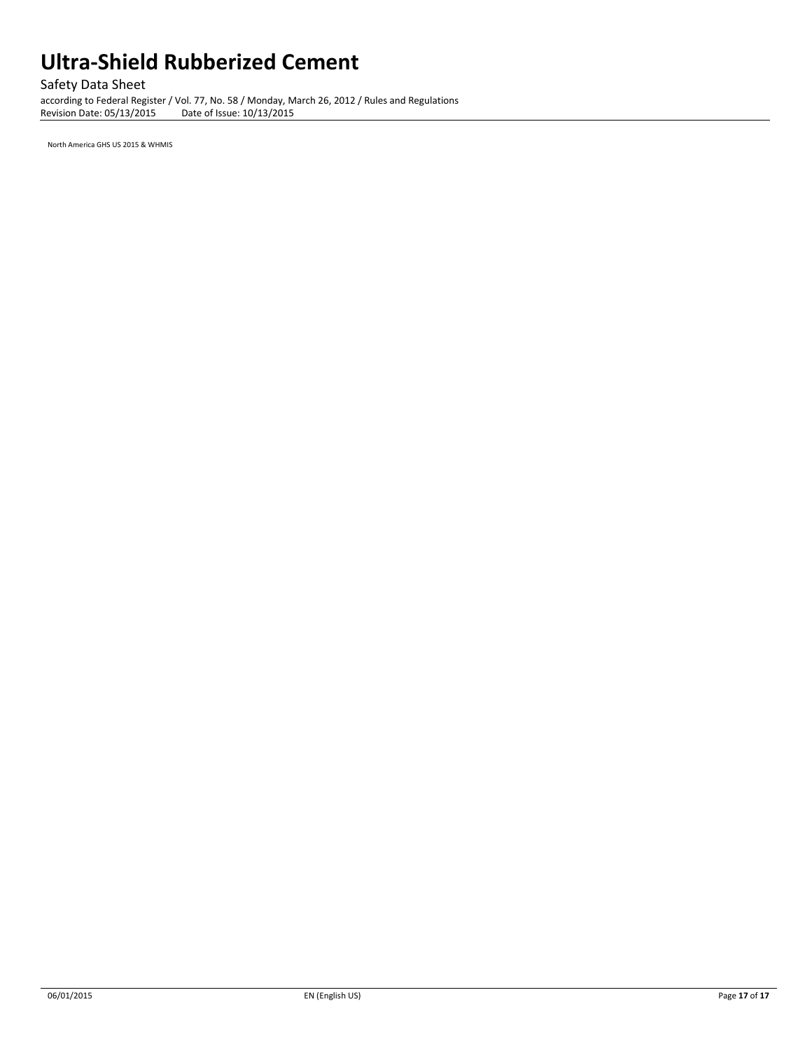North America GHS US 2015 & WHMIS